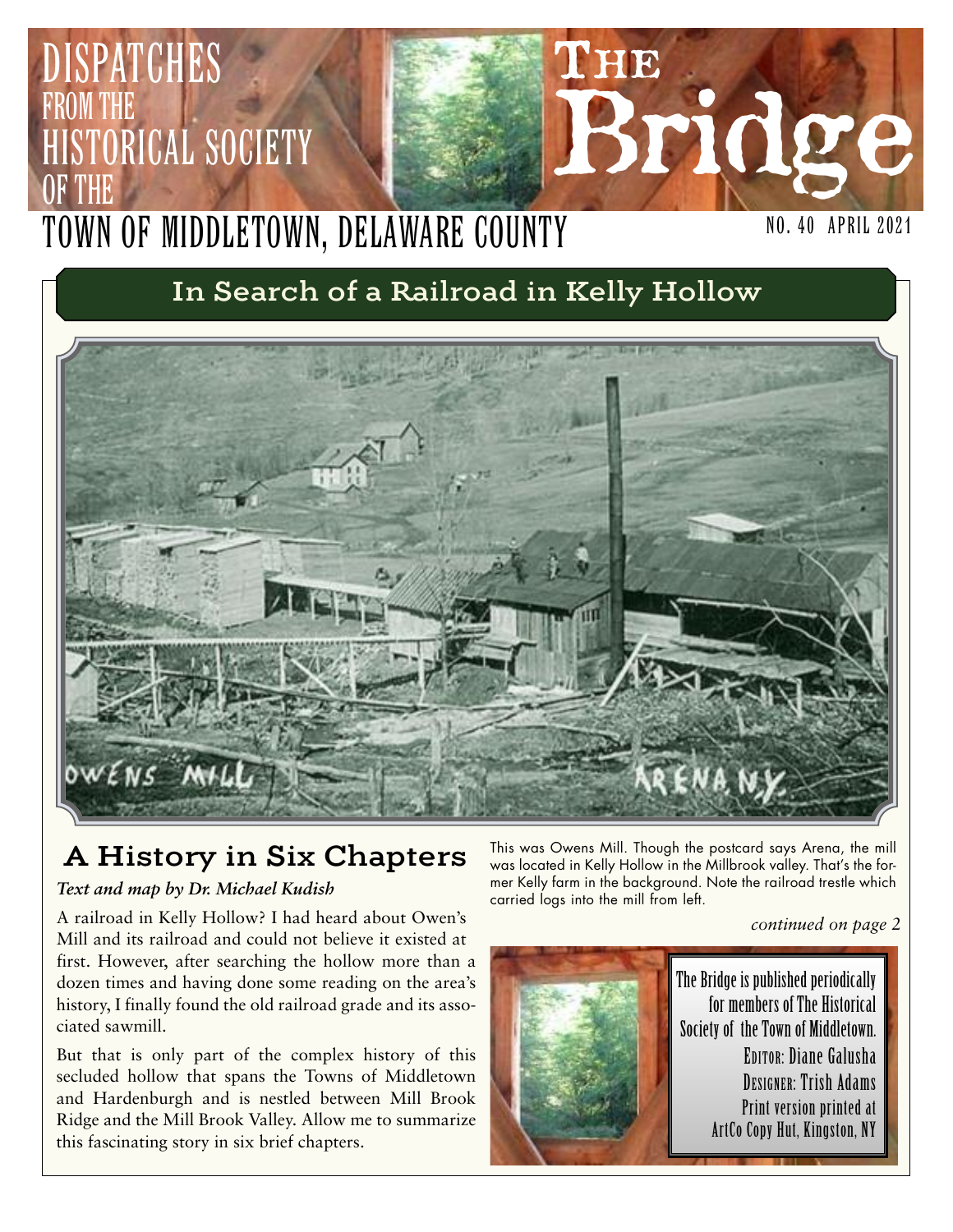# The Bridge

DISPATCHES FROM THE HISTORICAL SOCIETY OF THE TOWN OF MIDDLETOWN, DELAWARE COUNTY

NO. 40 APRIL 2021

## In Search of a Railroad in Kelly Hollow

OWENS MILL ARENA, N.Y.

This was Owens Mill. Though the postcard says Arena, the mill was located in Kelly Hollow in the Millbrook valley. That's the former Kelly farm in the background. Note the railroad trestle which carried logs into the mill from left.

### A History in Six Chapters

***Text and map by Dr. Michael Kudish***

A railroad in Kelly Hollow? I had heard about Owen's Mill and its railroad and could not believe it existed at first. However, after searching the hollow more than a dozen times and having done some reading on the area's history, I finally found the old railroad grade and its associated sawmill.

But that is only part of the complex history of this secluded hollow that spans the Towns of Middletown and Hardenburgh and is nestled between Mill Brook Ridge and the Mill Brook Valley. Allow me to summarize this fascinating story in six brief chapters.

*continued on page 2*

The Bridge is published periodically for members of The Historical Society of the Town of Middletown.
EDITOR: Diane Galusha
DESIGNER: Trish Adams
Print version printed at ArtCo Copy Hut, Kingston, NY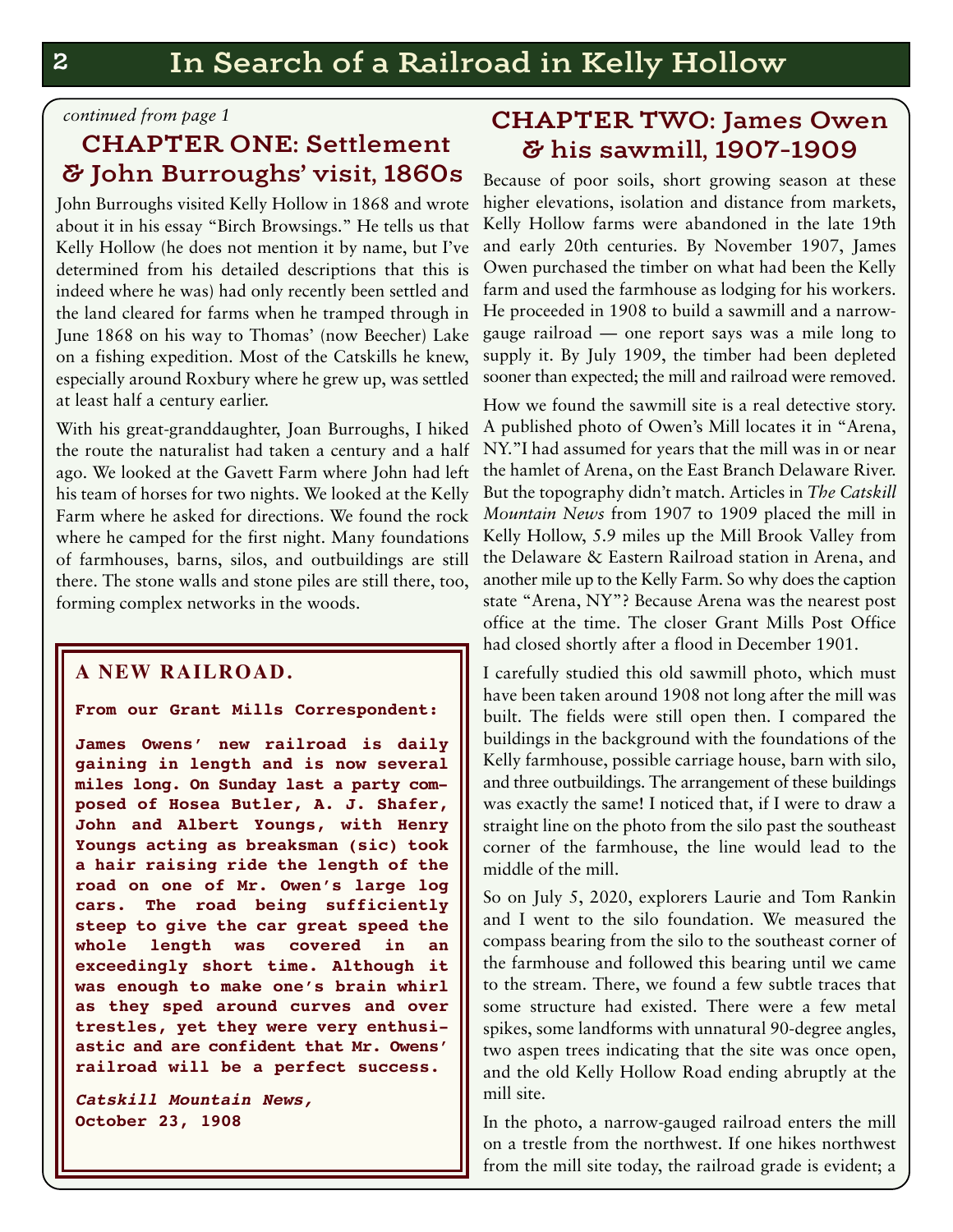*continued from page 1*

## CHAPTER ONE: Settlement & John Burroughs' visit, 1860s

John Burroughs visited Kelly Hollow in 1868 and wrote about it in his essay "Birch Browsings." He tells us that Kelly Hollow (he does not mention it by name, but I've determined from his detailed descriptions that this is indeed where he was) had only recently been settled and the land cleared for farms when he tramped through in June 1868 on his way to Thomas' (now Beecher) Lake on a fishing expedition. Most of the Catskills he knew, especially around Roxbury where he grew up, was settled at least half a century earlier.

With his great-granddaughter, Joan Burroughs, I hiked the route the naturalist had taken a century and a half ago. We looked at the Gavett Farm where John had left his team of horses for two nights. We looked at the Kelly Farm where he asked for directions. We found the rock where he camped for the first night. Many foundations of farmhouses, barns, silos, and outbuildings are still there. The stone walls and stone piles are still there, too, forming complex networks in the woods.

> **A NEW RAILROAD.**
>
> **From our Grant Mills Correspondent:**
>
> **James Owens' new railroad is daily gaining in length and is now several miles long. On Sunday last a party composed of Hosea Butler, A. J. Shafer, John and Albert Youngs, with Henry Youngs acting as breaksman (sic) took a hair raising ride the length of the road on one of Mr. Owen's large log cars. The road being sufficiently steep to give the car great speed the whole length was covered in an exceedingly short time. Although it was enough to make one's brain whirl as they sped around curves and over trestles, yet they were very enthusiastic and are confident that Mr. Owens' railroad will be a perfect success.**
>
> ***Catskill Mountain News,* October 23, 1908**

## CHAPTER TWO: James Owen & his sawmill, 1907-1909

Because of poor soils, short growing season at these higher elevations, isolation and distance from markets, Kelly Hollow farms were abandoned in the late 19th and early 20th centuries. By November 1907, James Owen purchased the timber on what had been the Kelly farm and used the farmhouse as lodging for his workers. He proceeded in 1908 to build a sawmill and a narrow-gauge railroad — one report says was a mile long to supply it. By July 1909, the timber had been depleted sooner than expected; the mill and railroad were removed.

How we found the sawmill site is a real detective story. A published photo of Owen's Mill locates it in "Arena, NY." I had assumed for years that the mill was in or near the hamlet of Arena, on the East Branch Delaware River. But the topography didn't match. Articles in *The Catskill Mountain News* from 1907 to 1909 placed the mill in Kelly Hollow, 5.9 miles up the Mill Brook Valley from the Delaware & Eastern Railroad station in Arena, and another mile up to the Kelly Farm. So why does the caption state "Arena, NY"? Because Arena was the nearest post office at the time. The closer Grant Mills Post Office had closed shortly after a flood in December 1901.

I carefully studied this old sawmill photo, which must have been taken around 1908 not long after the mill was built. The fields were still open then. I compared the buildings in the background with the foundations of the Kelly farmhouse, possible carriage house, barn with silo, and three outbuildings. The arrangement of these buildings was exactly the same! I noticed that, if I were to draw a straight line on the photo from the silo past the southeast corner of the farmhouse, the line would lead to the middle of the mill.

So on July 5, 2020, explorers Laurie and Tom Rankin and I went to the silo foundation. We measured the compass bearing from the silo to the southeast corner of the farmhouse and followed this bearing until we came to the stream. There, we found a few subtle traces that some structure had existed. There were a few metal spikes, some landforms with unnatural 90-degree angles, two aspen trees indicating that the site was once open, and the old Kelly Hollow Road ending abruptly at the mill site.

In the photo, a narrow-gauged railroad enters the mill on a trestle from the northwest. If one hikes northwest from the mill site today, the railroad grade is evident; a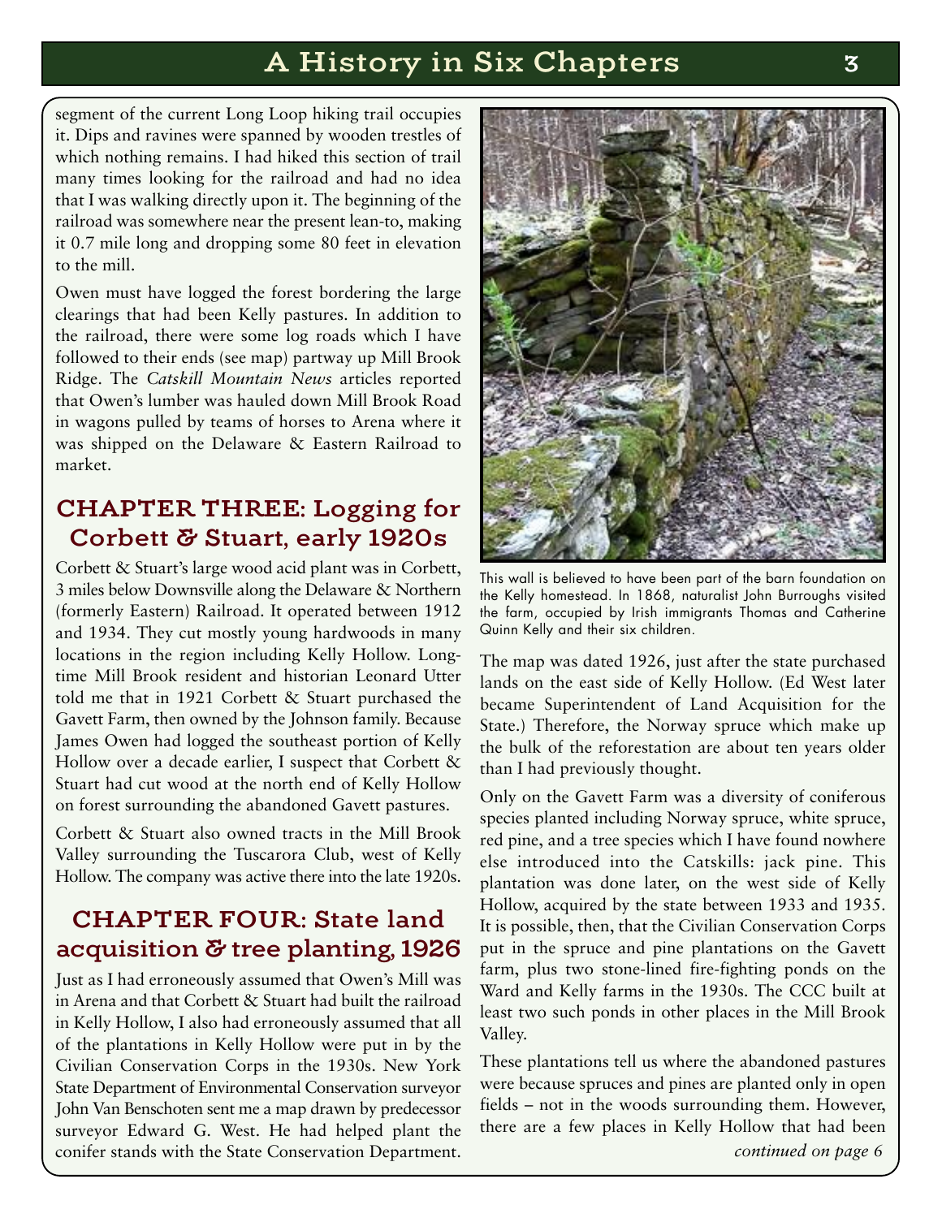segment of the current Long Loop hiking trail occupies it. Dips and ravines were spanned by wooden trestles of which nothing remains. I had hiked this section of trail many times looking for the railroad and had no idea that I was walking directly upon it. The beginning of the railroad was somewhere near the present lean-to, making it 0.7 mile long and dropping some 80 feet in elevation to the mill.

Owen must have logged the forest bordering the large clearings that had been Kelly pastures. In addition to the railroad, there were some log roads which I have followed to their ends (see map) partway up Mill Brook Ridge. The *Catskill Mountain News* articles reported that Owen's lumber was hauled down Mill Brook Road in wagons pulled by teams of horses to Arena where it was shipped on the Delaware & Eastern Railroad to market.

## CHAPTER THREE: Logging for Corbett & Stuart, early 1920s

Corbett & Stuart's large wood acid plant was in Corbett, 3 miles below Downsville along the Delaware & Northern (formerly Eastern) Railroad. It operated between 1912 and 1934. They cut mostly young hardwoods in many locations in the region including Kelly Hollow. Longtime Mill Brook resident and historian Leonard Utter told me that in 1921 Corbett & Stuart purchased the Gavett Farm, then owned by the Johnson family. Because James Owen had logged the southeast portion of Kelly Hollow over a decade earlier, I suspect that Corbett & Stuart had cut wood at the north end of Kelly Hollow on forest surrounding the abandoned Gavett pastures.

Corbett & Stuart also owned tracts in the Mill Brook Valley surrounding the Tuscarora Club, west of Kelly Hollow. The company was active there into the late 1920s.

## CHAPTER FOUR: State land acquisition & tree planting, 1926

Just as I had erroneously assumed that Owen's Mill was in Arena and that Corbett & Stuart had built the railroad in Kelly Hollow, I also had erroneously assumed that all of the plantations in Kelly Hollow were put in by the Civilian Conservation Corps in the 1930s. New York State Department of Environmental Conservation surveyor John Van Benschoten sent me a map drawn by predecessor surveyor Edward G. West. He had helped plant the conifer stands with the State Conservation Department.

This wall is believed to have been part of the barn foundation on the Kelly homestead. In 1868, naturalist John Burroughs visited the farm, occupied by Irish immigrants Thomas and Catherine Quinn Kelly and their six children.

The map was dated 1926, just after the state purchased lands on the east side of Kelly Hollow. (Ed West later became Superintendent of Land Acquisition for the State.) Therefore, the Norway spruce which make up the bulk of the reforestation are about ten years older than I had previously thought.

Only on the Gavett Farm was a diversity of coniferous species planted including Norway spruce, white spruce, red pine, and a tree species which I have found nowhere else introduced into the Catskills: jack pine. This plantation was done later, on the west side of Kelly Hollow, acquired by the state between 1933 and 1935. It is possible, then, that the Civilian Conservation Corps put in the spruce and pine plantations on the Gavett farm, plus two stone-lined fire-fighting ponds on the Ward and Kelly farms in the 1930s. The CCC built at least two such ponds in other places in the Mill Brook Valley.

These plantations tell us where the abandoned pastures were because spruces and pines are planted only in open fields – not in the woods surrounding them. However, there are a few places in Kelly Hollow that had been

*continued on page 6*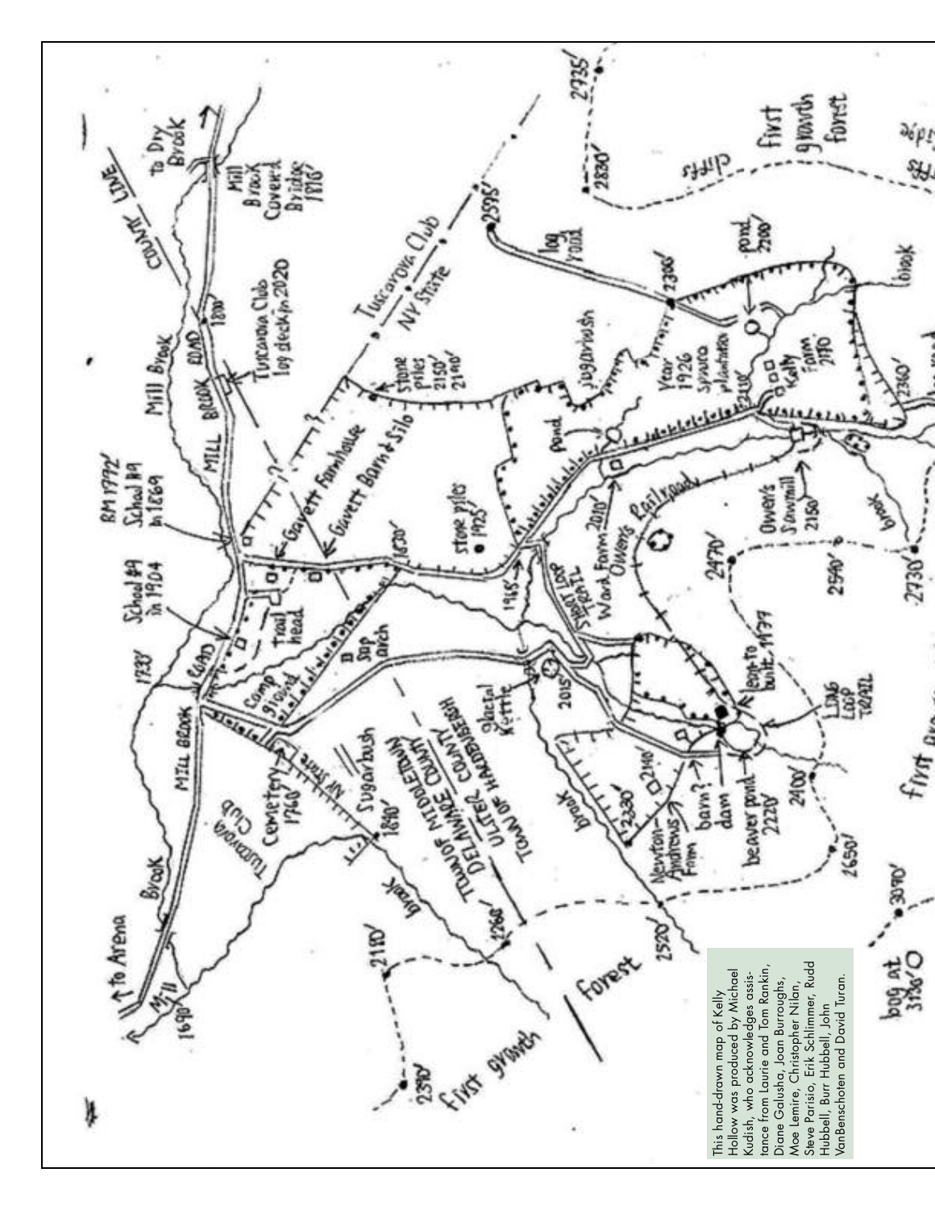This hand-drawn map of Kelly Hollow was produced by Michael Kudish, who acknowledges assistance from Laurie and Tom Rankin, Diane Galusha, Joan Burroughs, Moe Lemire, Christopher Nilan, Steve Parisio, Erik Schlimmer, Rudd Hubbell, Burr Hubbell, John VanBenschoten and David Turan.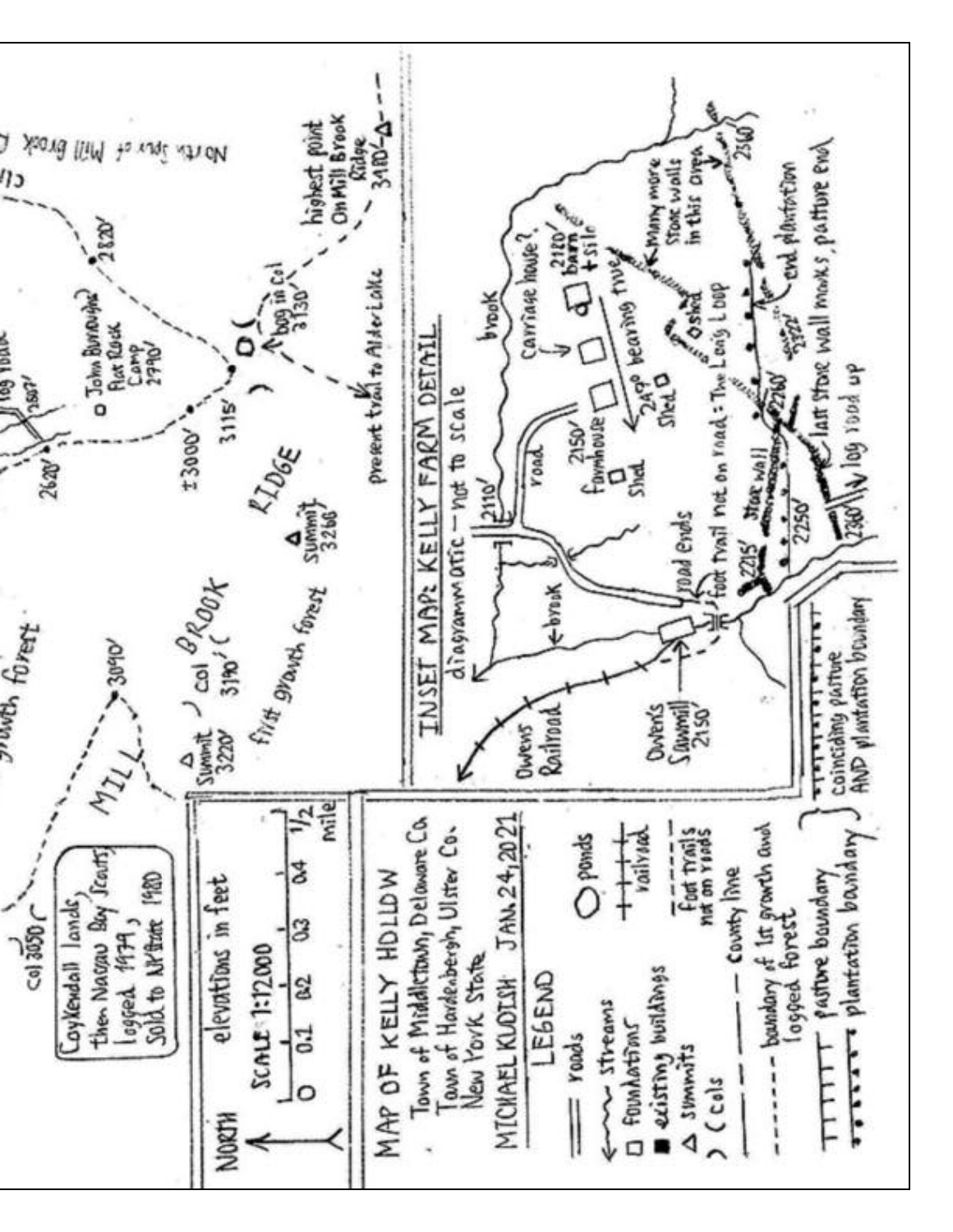# MAP OF KELLY HOLLOW

Town of Middletown, Delaware Co.
Town of Hardenbergh, Ulster Co.
New York State

MICHAEL KUDISH JAN. 24, 2021

NORTH

SCALE 1:12000 — elevations in feet

0 — 0.1 — 0.2 — 0.3 — 0.4 — 1/2 mile

## LEGEND

- roads
- streams
- foundations
- existing buildings
- Δ summits
- ) ( cols
- ponds
- railroad
- foot trails not on roads
- county line
- boundary of 1st growth and logged forest
- pasture boundary
- plantation boundary
- coinciding pasture AND plantation boundary

## INSET MAP: KELLY FARM DETAIL

diagrammatic — not to scale

Owens Railroad

Owen's Sawmill 2150'

road ends

foot trail not on road: The Long Loop

brook

road

2110'

2150' farmhouse

shed

Carriage house?

2120' barn + silo

247° bearing true

shed

Many more stone walls in this area

2360'

end plantation

last stone wall marks, pasture end

log road up

2215'

stone wall

2250'

2260'

2360'

2322'

---

Coykendall lands, then Nassau Boy Scouts, logged 1979, sold to NY State 1980

col 3050'

growth forest

MILL BROOK RIDGE

3090'

Summit 3220'

col 3190'

first growth forest

summit 3266'

±3000'

3115'

bog in col 3130'

present trail to Alder Lake

highest point on Mill Brook Ridge 3480'

2620'

2607'

John Burroughs Flat Rock Camp 2790'

2820'

North Spur of Mill Brook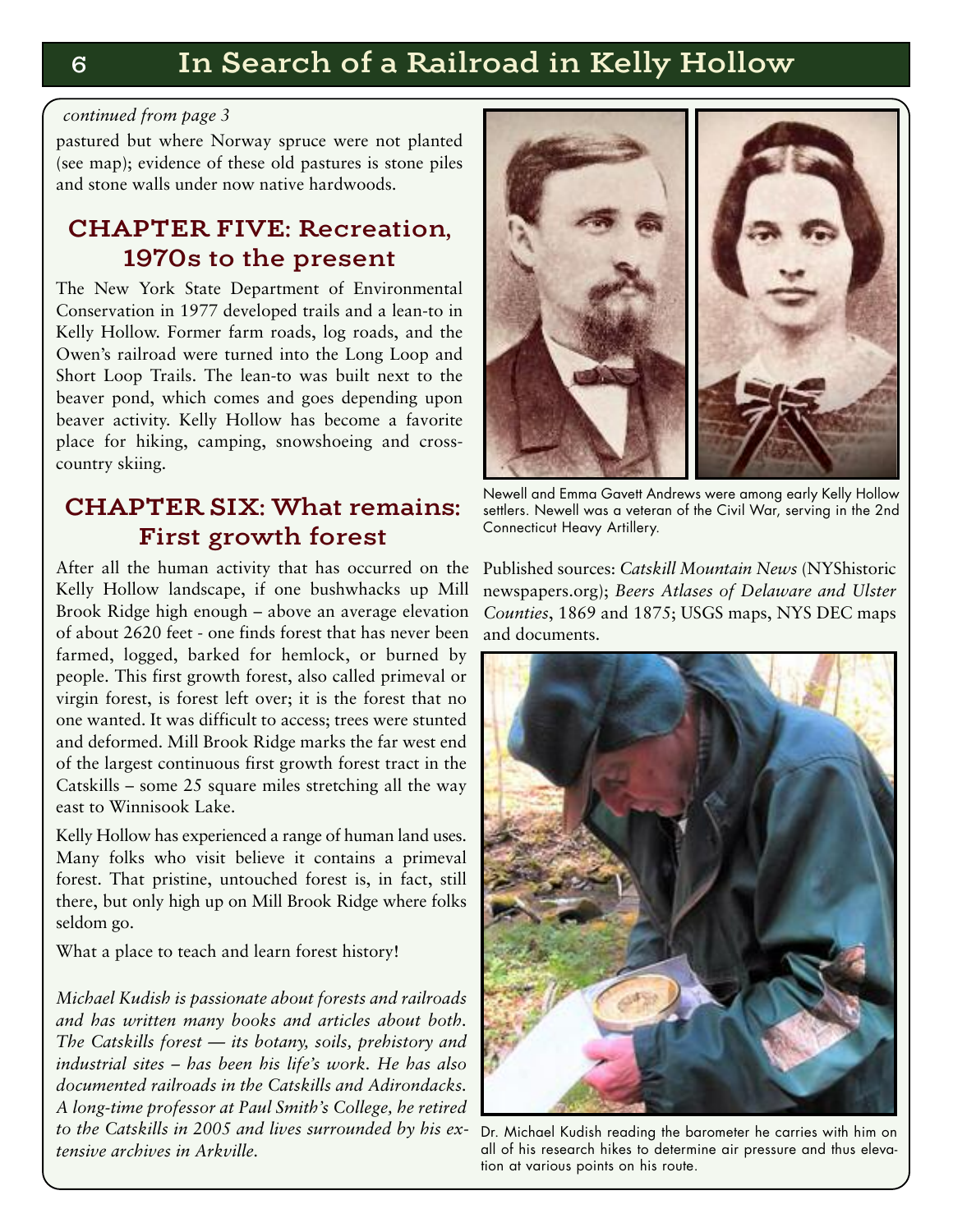*continued from page 3*

pastured but where Norway spruce were not planted (see map); evidence of these old pastures is stone piles and stone walls under now native hardwoods.

## CHAPTER FIVE: Recreation, 1970s to the present

The New York State Department of Environmental Conservation in 1977 developed trails and a lean-to in Kelly Hollow. Former farm roads, log roads, and the Owen's railroad were turned into the Long Loop and Short Loop Trails. The lean-to was built next to the beaver pond, which comes and goes depending upon beaver activity. Kelly Hollow has become a favorite place for hiking, camping, snowshoeing and cross-country skiing.

## CHAPTER SIX: What remains: First growth forest

After all the human activity that has occurred on the Kelly Hollow landscape, if one bushwhacks up Mill Brook Ridge high enough – above an average elevation of about 2620 feet - one finds forest that has never been farmed, logged, barked for hemlock, or burned by people. This first growth forest, also called primeval or virgin forest, is forest left over; it is the forest that no one wanted. It was difficult to access; trees were stunted and deformed. Mill Brook Ridge marks the far west end of the largest continuous first growth forest tract in the Catskills – some 25 square miles stretching all the way east to Winnisook Lake.

Kelly Hollow has experienced a range of human land uses. Many folks who visit believe it contains a primeval forest. That pristine, untouched forest is, in fact, still there, but only high up on Mill Brook Ridge where folks seldom go.

What a place to teach and learn forest history!

*Michael Kudish is passionate about forests and railroads and has written many books and articles about both. The Catskills forest — its botany, soils, prehistory and industrial sites – has been his life's work. He has also documented railroads in the Catskills and Adirondacks. A long-time professor at Paul Smith's College, he retired to the Catskills in 2005 and lives surrounded by his extensive archives in Arkville.*

Newell and Emma Gavett Andrews were among early Kelly Hollow settlers. Newell was a veteran of the Civil War, serving in the 2nd Connecticut Heavy Artillery.

Published sources: *Catskill Mountain News* (NYShistoric newspapers.org); *Beers Atlases of Delaware and Ulster Counties*, 1869 and 1875; USGS maps, NYS DEC maps and documents.

Dr. Michael Kudish reading the barometer he carries with him on all of his research hikes to determine air pressure and thus elevation at various points on his route.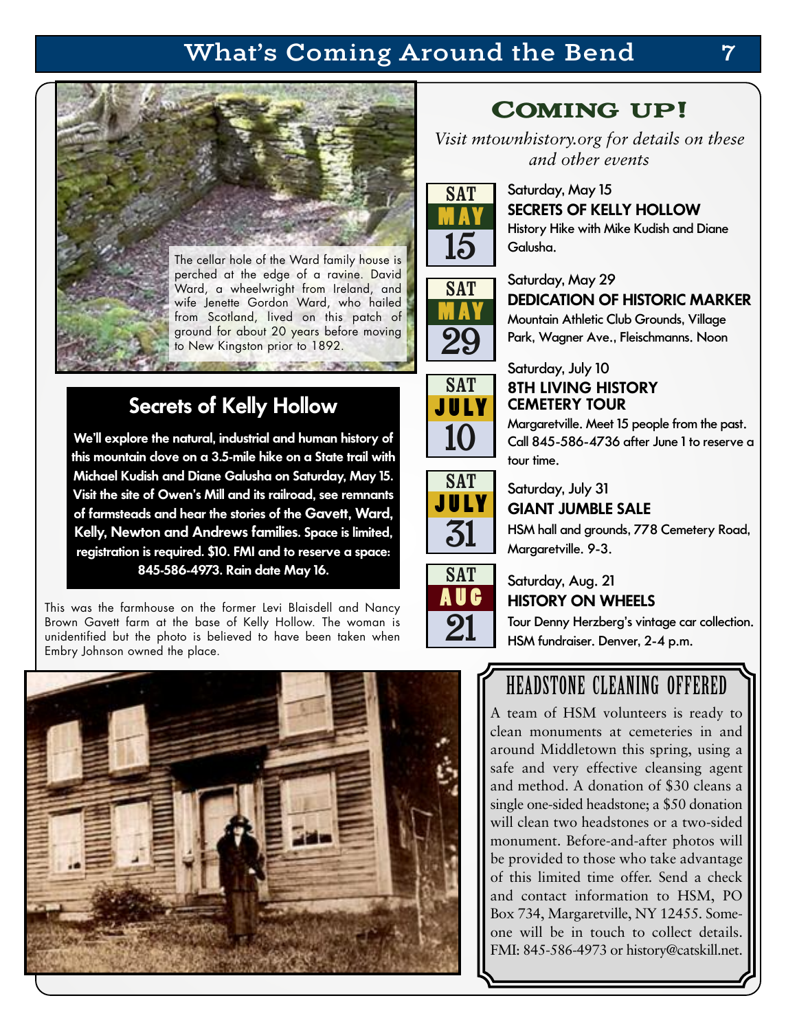The cellar hole of the Ward family house is perched at the edge of a ravine. David Ward, a wheelwright from Ireland, and wife Jenette Gordon Ward, who hailed from Scotland, lived on this patch of ground for about 20 years before moving to New Kingston prior to 1892.

## Secrets of Kelly Hollow

**We'll explore the natural, industrial and human history of this mountain clove on a 3.5-mile hike on a State trail with Michael Kudish and Diane Galusha on Saturday, May 15. Visit the site of Owen's Mill and its railroad, see remnants of farmsteads and hear the stories of the Gavett, Ward, Kelly, Newton and Andrews families. Space is limited, registration is required. $10. FMI and to reserve a space: 845-586-4973. Rain date May 16.**

This was the farmhouse on the former Levi Blaisdell and Nancy Brown Gavett farm at the base of Kelly Hollow. The woman is unidentified but the photo is believed to have been taken when Embry Johnson owned the place.

## COMING UP!

*Visit mtownhistory.org for details on these and other events*

**SAT MAY 15**
Saturday, May 15
**SECRETS OF KELLY HOLLOW**
History Hike with Mike Kudish and Diane Galusha.

**SAT MAY 29**
Saturday, May 29
**DEDICATION OF HISTORIC MARKER**
Mountain Athletic Club Grounds, Village Park, Wagner Ave., Fleischmanns. Noon

**SAT JULY 10**
Saturday, July 10
**8TH LIVING HISTORY CEMETERY TOUR**
Margaretville. Meet 15 people from the past. Call 845-586-4736 after June 1 to reserve a tour time.

**SAT JULY 31**
Saturday, July 31
**GIANT JUMBLE SALE**
HSM hall and grounds, 778 Cemetery Road, Margaretville. 9-3.

**SAT AUG 21**
Saturday, Aug. 21
**HISTORY ON WHEELS**
Tour Denny Herzberg's vintage car collection. HSM fundraiser. Denver, 2-4 p.m.

## HEADSTONE CLEANING OFFERED

A team of HSM volunteers is ready to clean monuments at cemeteries in and around Middletown this spring, using a safe and very effective cleansing agent and method. A donation of $30 cleans a single one-sided headstone; a $50 donation will clean two headstones or a two-sided monument. Before-and-after photos will be provided to those who take advantage of this limited time offer. Send a check and contact information to HSM, PO Box 734, Margaretville, NY 12455. Someone will be in touch to collect details. FMI: 845-586-4973 or history@catskill.net.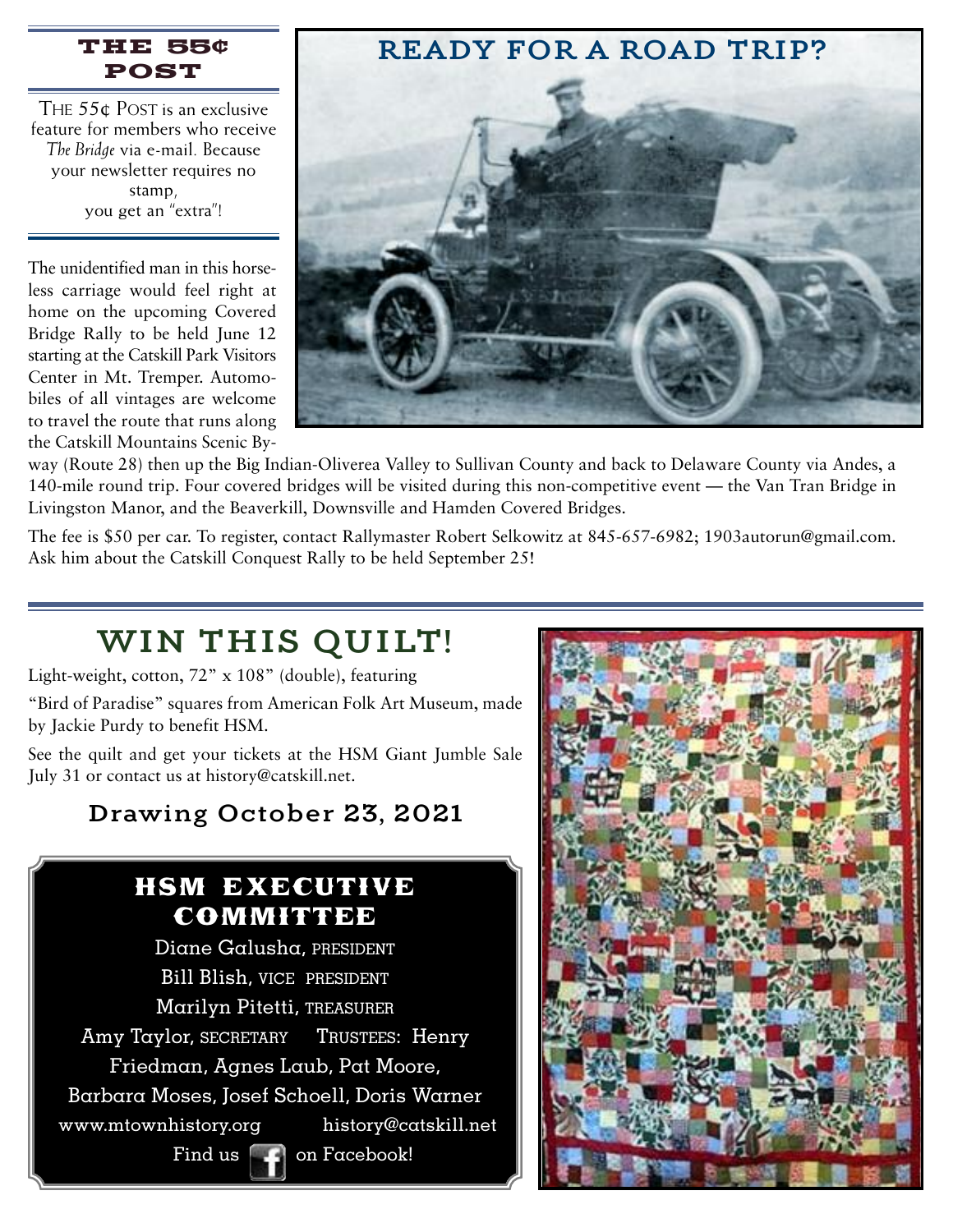## THE 55¢ POST

THE 55¢ POST is an exclusive feature for members who receive *The Bridge* via e-mail. Because your newsletter requires no stamp, you get an "extra"!

## READY FOR A ROAD TRIP?

The unidentified man in this horseless carriage would feel right at home on the upcoming Covered Bridge Rally to be held June 12 starting at the Catskill Park Visitors Center in Mt. Tremper. Automobiles of all vintages are welcome to travel the route that runs along the Catskill Mountains Scenic Byway (Route 28) then up the Big Indian-Oliverea Valley to Sullivan County and back to Delaware County via Andes, a 140-mile round trip. Four covered bridges will be visited during this non-competitive event — the Van Tran Bridge in Livingston Manor, and the Beaverkill, Downsville and Hamden Covered Bridges.

The fee is $50 per car. To register, contact Rallymaster Robert Selkowitz at 845-657-6982; 1903autorun@gmail.com. Ask him about the Catskill Conquest Rally to be held September 25!

## WIN THIS QUILT!

Light-weight, cotton, 72" x 108" (double), featuring

"Bird of Paradise" squares from American Folk Art Museum, made by Jackie Purdy to benefit HSM.

See the quilt and get your tickets at the HSM Giant Jumble Sale July 31 or contact us at history@catskill.net.

### Drawing October 23, 2021

### HSM EXECUTIVE COMMITTEE

Diane Galusha, PRESIDENT
Bill Blish, VICE PRESIDENT
Marilyn Pitetti, TREASURER
Amy Taylor, SECRETARY TRUSTEES: Henry Friedman, Agnes Laub, Pat Moore, Barbara Moses, Josef Schoell, Doris Warner

www.mtownhistory.org history@catskill.net

Find us on Facebook!